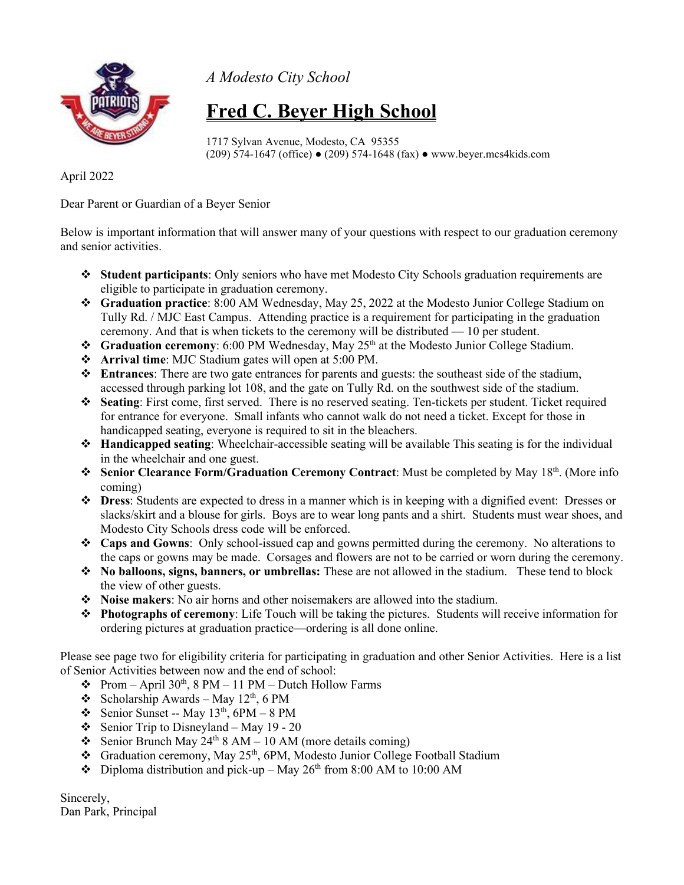*A Modesto City School*

# Fred C. Beyer High School

1717 Sylvan Avenue, Modesto, CA 95355
(209) 574-1647 (office) ● (209) 574-1648 (fax) ● www.beyer.mcs4kids.com

April 2022

Dear Parent or Guardian of a Beyer Senior

Below is important information that will answer many of your questions with respect to our graduation ceremony and senior activities.

- **Student participants**: Only seniors who have met Modesto City Schools graduation requirements are eligible to participate in graduation ceremony.
- **Graduation practice**: 8:00 AM Wednesday, May 25, 2022 at the Modesto Junior College Stadium on Tully Rd. / MJC East Campus. Attending practice is a requirement for participating in the graduation ceremony. And that is when tickets to the ceremony will be distributed — 10 per student.
- **Graduation ceremony**: 6:00 PM Wednesday, May 25th at the Modesto Junior College Stadium.
- **Arrival time**: MJC Stadium gates will open at 5:00 PM.
- **Entrances**: There are two gate entrances for parents and guests: the southeast side of the stadium, accessed through parking lot 108, and the gate on Tully Rd. on the southwest side of the stadium.
- **Seating**: First come, first served. There is no reserved seating. Ten-tickets per student. Ticket required for entrance for everyone. Small infants who cannot walk do not need a ticket. Except for those in handicapped seating, everyone is required to sit in the bleachers.
- **Handicapped seating**: Wheelchair-accessible seating will be available This seating is for the individual in the wheelchair and one guest.
- **Senior Clearance Form/Graduation Ceremony Contract**: Must be completed by May 18th. (More info coming)
- **Dress**: Students are expected to dress in a manner which is in keeping with a dignified event: Dresses or slacks/skirt and a blouse for girls. Boys are to wear long pants and a shirt. Students must wear shoes, and Modesto City Schools dress code will be enforced.
- **Caps and Gowns**: Only school-issued cap and gowns permitted during the ceremony. No alterations to the caps or gowns may be made. Corsages and flowers are not to be carried or worn during the ceremony.
- **No balloons, signs, banners, or umbrellas:** These are not allowed in the stadium. These tend to block the view of other guests.
- **Noise makers**: No air horns and other noisemakers are allowed into the stadium.
- **Photographs of ceremony**: Life Touch will be taking the pictures. Students will receive information for ordering pictures at graduation practice—ordering is all done online.

Please see page two for eligibility criteria for participating in graduation and other Senior Activities. Here is a list of Senior Activities between now and the end of school:

- Prom – April 30th, 8 PM – 11 PM – Dutch Hollow Farms
- Scholarship Awards – May 12th, 6 PM
- Senior Sunset -- May 13th, 6PM – 8 PM
- Senior Trip to Disneyland – May 19 - 20
- Senior Brunch May 24th 8 AM – 10 AM (more details coming)
- Graduation ceremony, May 25th, 6PM, Modesto Junior College Football Stadium
- Diploma distribution and pick-up – May 26th from 8:00 AM to 10:00 AM

Sincerely,
Dan Park, Principal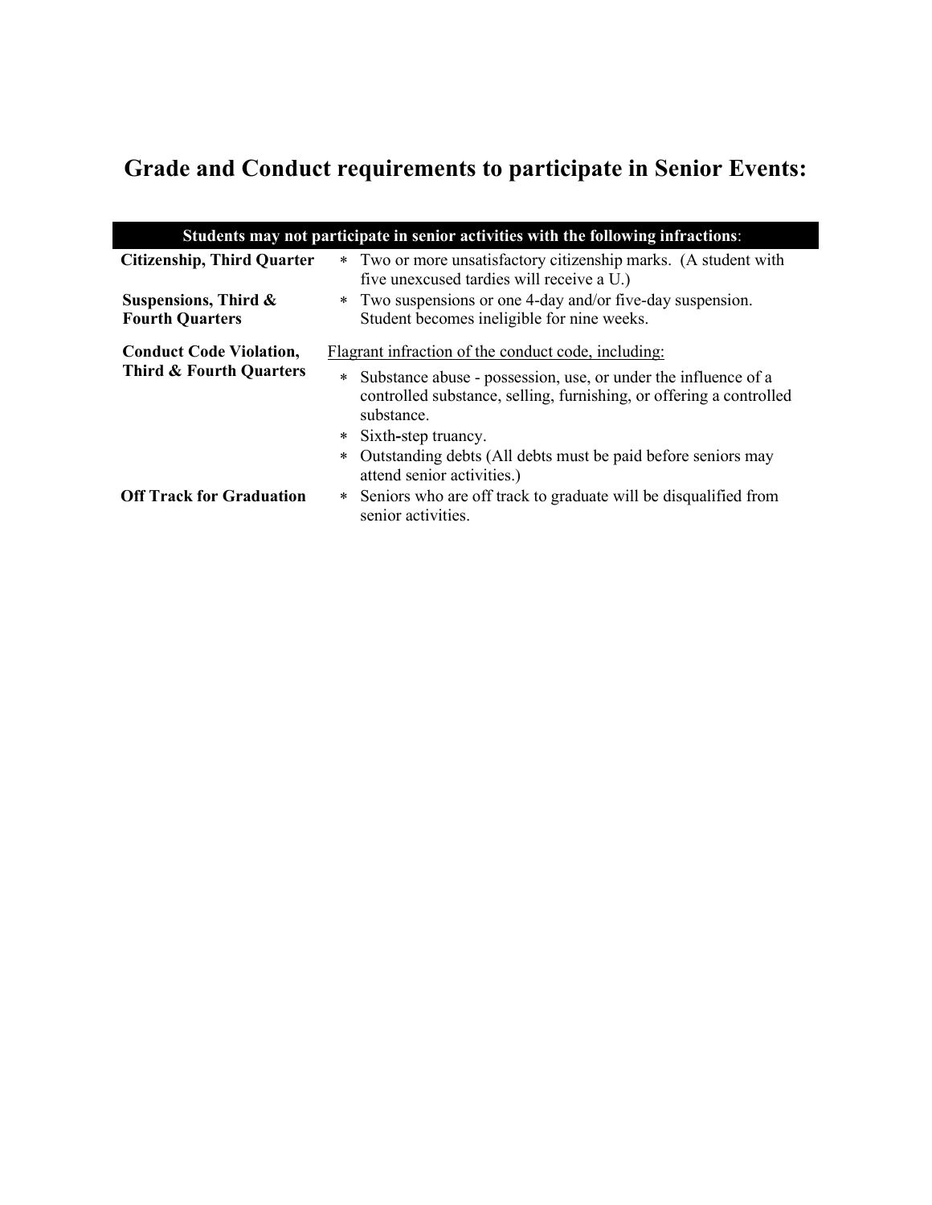# Grade and Conduct requirements to participate in Senior Events:

| Students may not participate in senior activities with the following infractions: | |
|---|---|
| **Citizenship, Third Quarter** | * Two or more unsatisfactory citizenship marks. (A student with five unexcused tardies will receive a U.) |
| **Suspensions, Third & Fourth Quarters** | * Two suspensions or one 4-day and/or five-day suspension. Student becomes ineligible for nine weeks. |
| **Conduct Code Violation, Third & Fourth Quarters** | <u>Flagrant infraction of the conduct code, including:</u><br>* Substance abuse - possession, use, or under the influence of a controlled substance, selling, furnishing, or offering a controlled substance.<br>* Sixth-step truancy.<br>* Outstanding debts (All debts must be paid before seniors may attend senior activities.) |
| **Off Track for Graduation** | * Seniors who are off track to graduate will be disqualified from senior activities. |